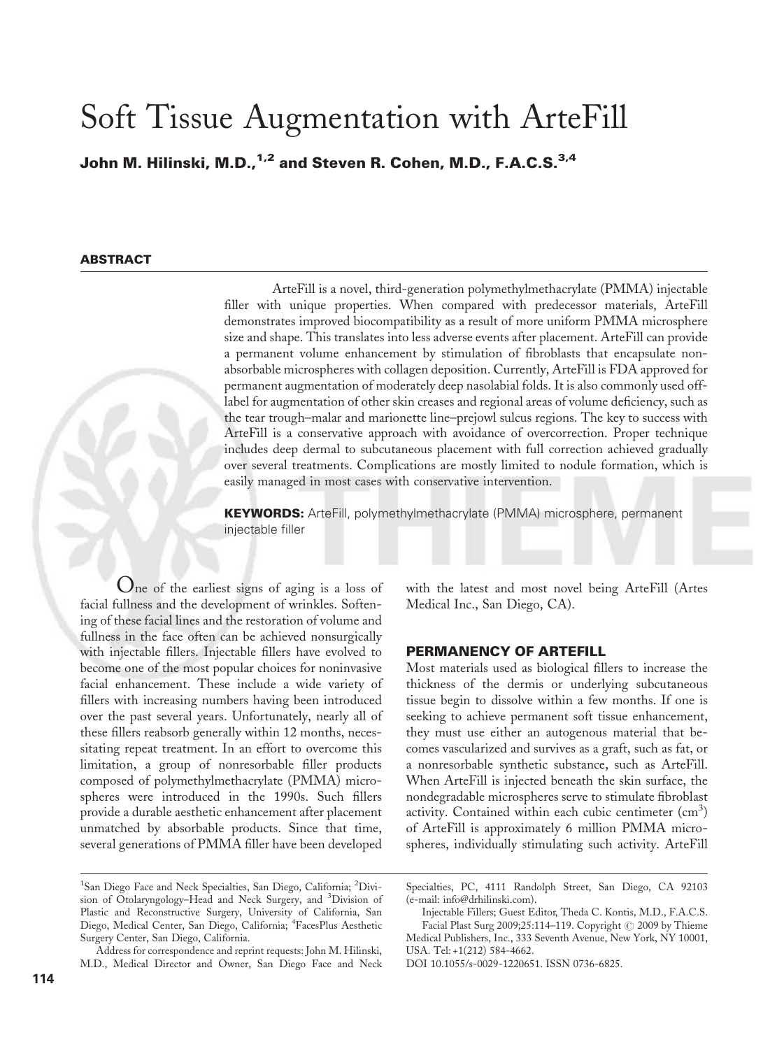# Soft Tissue Augmentation with ArteFill

**John M. Hilinski, M.D.,[1,2] and Steven R. Cohen, M.D., F.A.C.S.[3,4]**

## ABSTRACT

ArteFill is a novel, third-generation polymethylmethacrylate (PMMA) injectable filler with unique properties. When compared with predecessor materials, ArteFill demonstrates improved biocompatibility as a result of more uniform PMMA microsphere size and shape. This translates into less adverse events after placement. ArteFill can provide a permanent volume enhancement by stimulation of fibroblasts that encapsulate non-absorbable microspheres with collagen deposition. Currently, ArteFill is FDA approved for permanent augmentation of moderately deep nasolabial folds. It is also commonly used off-label for augmentation of other skin creases and regional areas of volume deficiency, such as the tear trough–malar and marionette line–prejowl sulcus regions. The key to success with ArteFill is a conservative approach with avoidance of overcorrection. Proper technique includes deep dermal to subcutaneous placement with full correction achieved gradually over several treatments. Complications are mostly limited to nodule formation, which is easily managed in most cases with conservative intervention.

**KEYWORDS:** ArteFill, polymethylmethacrylate (PMMA) microsphere, permanent injectable filler

One of the earliest signs of aging is a loss of facial fullness and the development of wrinkles. Softening of these facial lines and the restoration of volume and fullness in the face often can be achieved nonsurgically with injectable fillers. Injectable fillers have evolved to become one of the most popular choices for noninvasive facial enhancement. These include a wide variety of fillers with increasing numbers having been introduced over the past several years. Unfortunately, nearly all of these fillers reabsorb generally within 12 months, necessitating repeat treatment. In an effort to overcome this limitation, a group of nonresorbable filler products composed of polymethylmethacrylate (PMMA) microspheres were introduced in the 1990s. Such fillers provide a durable aesthetic enhancement after placement unmatched by absorbable products. Since that time, several generations of PMMA filler have been developed with the latest and most novel being ArteFill (Artes Medical Inc., San Diego, CA).

## PERMANENCY OF ARTEFILL

Most materials used as biological fillers to increase the thickness of the dermis or underlying subcutaneous tissue begin to dissolve within a few months. If one is seeking to achieve permanent soft tissue enhancement, they must use either an autogenous material that becomes vascularized and survives as a graft, such as fat, or a nonresorbable synthetic substance, such as ArteFill. When ArteFill is injected beneath the skin surface, the nondegradable microspheres serve to stimulate fibroblast activity. Contained within each cubic centimeter ($cm^3$) of ArteFill is approximately 6 million PMMA microspheres, individually stimulating such activity. ArteFill

---

[1]San Diego Face and Neck Specialties, San Diego, California; [2]Division of Otolaryngology–Head and Neck Surgery, and [3]Division of Plastic and Reconstructive Surgery, University of California, San Diego, Medical Center, San Diego, California; [4]FacesPlus Aesthetic Surgery Center, San Diego, California.

Address for correspondence and reprint requests: John M. Hilinski, M.D., Medical Director and Owner, San Diego Face and Neck Specialties, PC, 4111 Randolph Street, San Diego, CA 92103 (e-mail: info@drhilinski.com).

Injectable Fillers; Guest Editor, Theda C. Kontis, M.D., F.A.C.S.

Facial Plast Surg 2009;25:114–119. Copyright © 2009 by Thieme Medical Publishers, Inc., 333 Seventh Avenue, New York, NY 10001, USA. Tel: +1(212) 584-4662.

DOI 10.1055/s-0029-1220651. ISSN 0736-6825.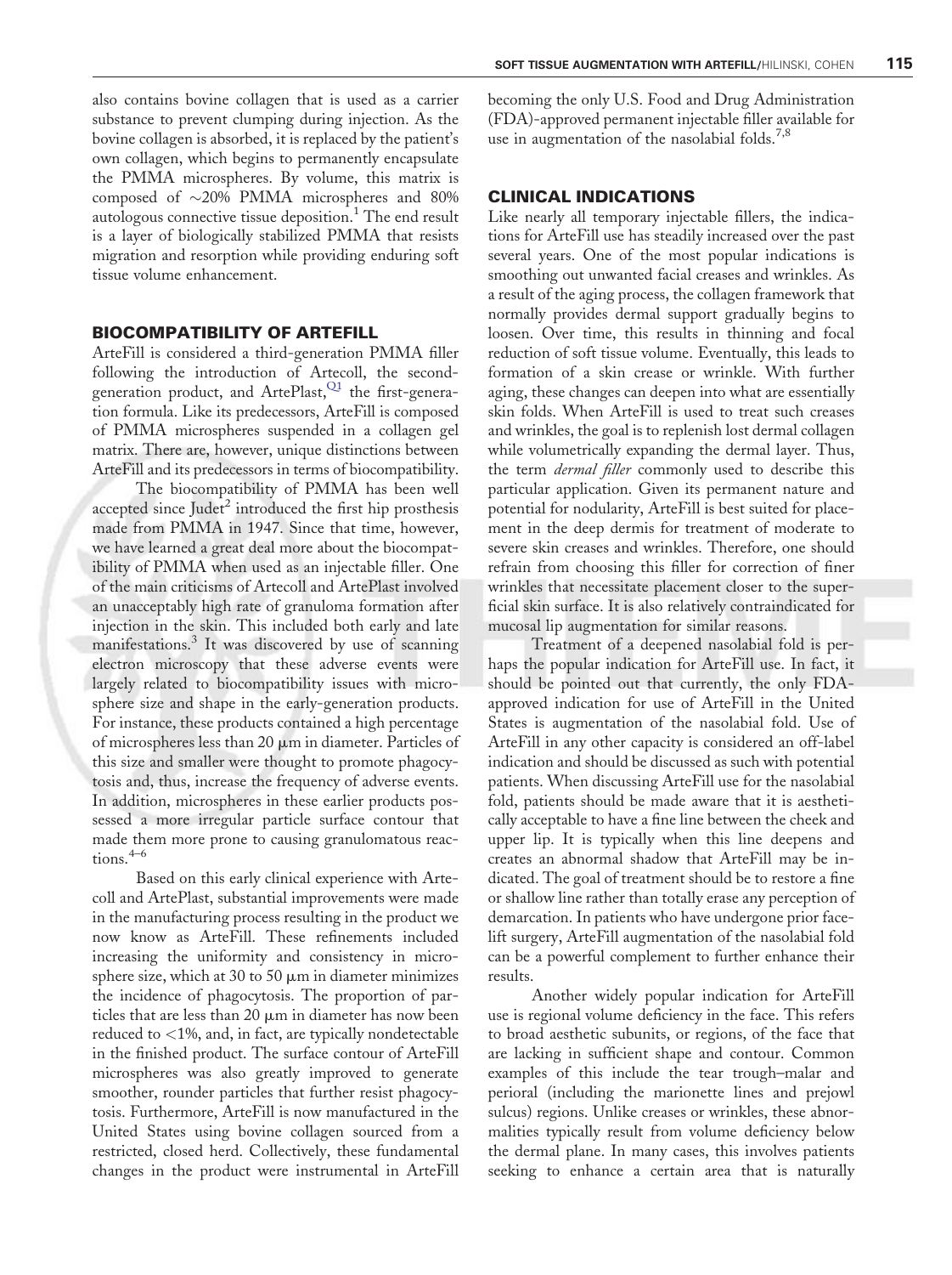also contains bovine collagen that is used as a carrier substance to prevent clumping during injection. As the bovine collagen is absorbed, it is replaced by the patient's own collagen, which begins to permanently encapsulate the PMMA microspheres. By volume, this matrix is composed of ~20% PMMA microspheres and 80% autologous connective tissue deposition.[1] The end result is a layer of biologically stabilized PMMA that resists migration and resorption while providing enduring soft tissue volume enhancement.

## BIOCOMPATIBILITY OF ARTEFILL

ArteFill is considered a third-generation PMMA filler following the introduction of Artecoll, the second-generation product, and ArtePlast,[Q1] the first-generation formula. Like its predecessors, ArteFill is composed of PMMA microspheres suspended in a collagen gel matrix. There are, however, unique distinctions between ArteFill and its predecessors in terms of biocompatibility.

The biocompatibility of PMMA has been well accepted since Judet[2] introduced the first hip prosthesis made from PMMA in 1947. Since that time, however, we have learned a great deal more about the biocompatibility of PMMA when used as an injectable filler. One of the main criticisms of Artecoll and ArtePlast involved an unacceptably high rate of granuloma formation after injection in the skin. This included both early and late manifestations.[3] It was discovered by use of scanning electron microscopy that these adverse events were largely related to biocompatibility issues with microsphere size and shape in the early-generation products. For instance, these products contained a high percentage of microspheres less than 20 μm in diameter. Particles of this size and smaller were thought to promote phagocytosis and, thus, increase the frequency of adverse events. In addition, microspheres in these earlier products possessed a more irregular particle surface contour that made them more prone to causing granulomatous reactions.[4–6]

Based on this early clinical experience with Artecoll and ArtePlast, substantial improvements were made in the manufacturing process resulting in the product we now know as ArteFill. These refinements included increasing the uniformity and consistency in microsphere size, which at 30 to 50 μm in diameter minimizes the incidence of phagocytosis. The proportion of particles that are less than 20 μm in diameter has now been reduced to <1%, and, in fact, are typically nondetectable in the finished product. The surface contour of ArteFill microspheres was also greatly improved to generate smoother, rounder particles that further resist phagocytosis. Furthermore, ArteFill is now manufactured in the United States using bovine collagen sourced from a restricted, closed herd. Collectively, these fundamental changes in the product were instrumental in ArteFill becoming the only U.S. Food and Drug Administration (FDA)-approved permanent injectable filler available for use in augmentation of the nasolabial folds.[7,8]

## CLINICAL INDICATIONS

Like nearly all temporary injectable fillers, the indications for ArteFill use has steadily increased over the past several years. One of the most popular indications is smoothing out unwanted facial creases and wrinkles. As a result of the aging process, the collagen framework that normally provides dermal support gradually begins to loosen. Over time, this results in thinning and focal reduction of soft tissue volume. Eventually, this leads to formation of a skin crease or wrinkle. With further aging, these changes can deepen into what are essentially skin folds. When ArteFill is used to treat such creases and wrinkles, the goal is to replenish lost dermal collagen while volumetrically expanding the dermal layer. Thus, the term *dermal filler* commonly used to describe this particular application. Given its permanent nature and potential for nodularity, ArteFill is best suited for placement in the deep dermis for treatment of moderate to severe skin creases and wrinkles. Therefore, one should refrain from choosing this filler for correction of finer wrinkles that necessitate placement closer to the superficial skin surface. It is also relatively contraindicated for mucosal lip augmentation for similar reasons.

Treatment of a deepened nasolabial fold is perhaps the popular indication for ArteFill use. In fact, it should be pointed out that currently, the only FDA-approved indication for use of ArteFill in the United States is augmentation of the nasolabial fold. Use of ArteFill in any other capacity is considered an off-label indication and should be discussed as such with potential patients. When discussing ArteFill use for the nasolabial fold, patients should be made aware that it is aesthetically acceptable to have a fine line between the cheek and upper lip. It is typically when this line deepens and creates an abnormal shadow that ArteFill may be indicated. The goal of treatment should be to restore a fine or shallow line rather than totally erase any perception of demarcation. In patients who have undergone prior facelift surgery, ArteFill augmentation of the nasolabial fold can be a powerful complement to further enhance their results.

Another widely popular indication for ArteFill use is regional volume deficiency in the face. This refers to broad aesthetic subunits, or regions, of the face that are lacking in sufficient shape and contour. Common examples of this include the tear trough–malar and perioral (including the marionette lines and prejowl sulcus) regions. Unlike creases or wrinkles, these abnormalities typically result from volume deficiency below the dermal plane. In many cases, this involves patients seeking to enhance a certain area that is naturally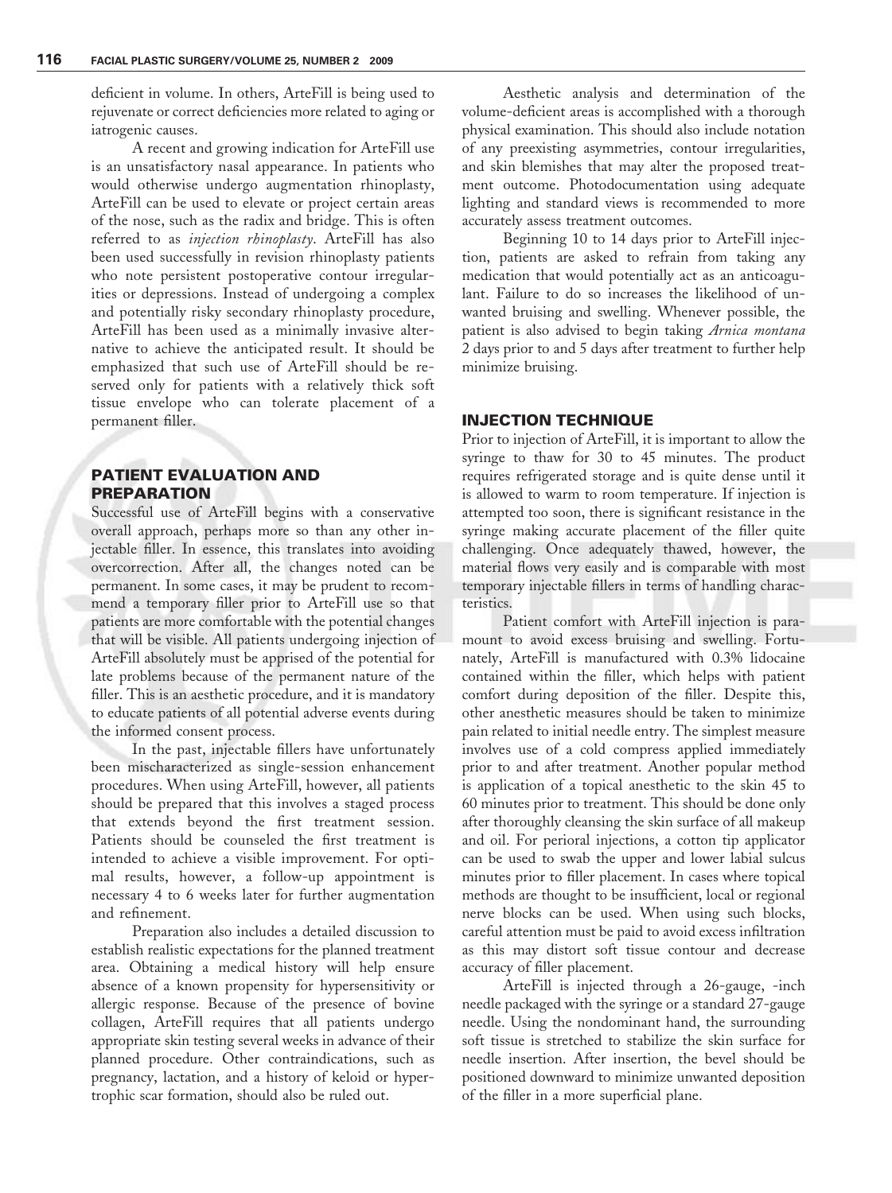deficient in volume. In others, ArteFill is being used to rejuvenate or correct deficiencies more related to aging or iatrogenic causes.

A recent and growing indication for ArteFill use is an unsatisfactory nasal appearance. In patients who would otherwise undergo augmentation rhinoplasty, ArteFill can be used to elevate or project certain areas of the nose, such as the radix and bridge. This is often referred to as *injection rhinoplasty*. ArteFill has also been used successfully in revision rhinoplasty patients who note persistent postoperative contour irregularities or depressions. Instead of undergoing a complex and potentially risky secondary rhinoplasty procedure, ArteFill has been used as a minimally invasive alternative to achieve the anticipated result. It should be emphasized that such use of ArteFill should be reserved only for patients with a relatively thick soft tissue envelope who can tolerate placement of a permanent filler.

## PATIENT EVALUATION AND PREPARATION

Successful use of ArteFill begins with a conservative overall approach, perhaps more so than any other injectable filler. In essence, this translates into avoiding overcorrection. After all, the changes noted can be permanent. In some cases, it may be prudent to recommend a temporary filler prior to ArteFill use so that patients are more comfortable with the potential changes that will be visible. All patients undergoing injection of ArteFill absolutely must be apprised of the potential for late problems because of the permanent nature of the filler. This is an aesthetic procedure, and it is mandatory to educate patients of all potential adverse events during the informed consent process.

In the past, injectable fillers have unfortunately been mischaracterized as single-session enhancement procedures. When using ArteFill, however, all patients should be prepared that this involves a staged process that extends beyond the first treatment session. Patients should be counseled the first treatment is intended to achieve a visible improvement. For optimal results, however, a follow-up appointment is necessary 4 to 6 weeks later for further augmentation and refinement.

Preparation also includes a detailed discussion to establish realistic expectations for the planned treatment area. Obtaining a medical history will help ensure absence of a known propensity for hypersensitivity or allergic response. Because of the presence of bovine collagen, ArteFill requires that all patients undergo appropriate skin testing several weeks in advance of their planned procedure. Other contraindications, such as pregnancy, lactation, and a history of keloid or hypertrophic scar formation, should also be ruled out.

Aesthetic analysis and determination of the volume-deficient areas is accomplished with a thorough physical examination. This should also include notation of any preexisting asymmetries, contour irregularities, and skin blemishes that may alter the proposed treatment outcome. Photodocumentation using adequate lighting and standard views is recommended to more accurately assess treatment outcomes.

Beginning 10 to 14 days prior to ArteFill injection, patients are asked to refrain from taking any medication that would potentially act as an anticoagulant. Failure to do so increases the likelihood of unwanted bruising and swelling. Whenever possible, the patient is also advised to begin taking *Arnica montana* 2 days prior to and 5 days after treatment to further help minimize bruising.

## INJECTION TECHNIQUE

Prior to injection of ArteFill, it is important to allow the syringe to thaw for 30 to 45 minutes. The product requires refrigerated storage and is quite dense until it is allowed to warm to room temperature. If injection is attempted too soon, there is significant resistance in the syringe making accurate placement of the filler quite challenging. Once adequately thawed, however, the material flows very easily and is comparable with most temporary injectable fillers in terms of handling characteristics.

Patient comfort with ArteFill injection is paramount to avoid excess bruising and swelling. Fortunately, ArteFill is manufactured with 0.3% lidocaine contained within the filler, which helps with patient comfort during deposition of the filler. Despite this, other anesthetic measures should be taken to minimize pain related to initial needle entry. The simplest measure involves use of a cold compress applied immediately prior to and after treatment. Another popular method is application of a topical anesthetic to the skin 45 to 60 minutes prior to treatment. This should be done only after thoroughly cleansing the skin surface of all makeup and oil. For perioral injections, a cotton tip applicator can be used to swab the upper and lower labial sulcus minutes prior to filler placement. In cases where topical methods are thought to be insufficient, local or regional nerve blocks can be used. When using such blocks, careful attention must be paid to avoid excess infiltration as this may distort soft tissue contour and decrease accuracy of filler placement.

ArteFill is injected through a 26-gauge, -inch needle packaged with the syringe or a standard 27-gauge needle. Using the nondominant hand, the surrounding soft tissue is stretched to stabilize the skin surface for needle insertion. After insertion, the bevel should be positioned downward to minimize unwanted deposition of the filler in a more superficial plane.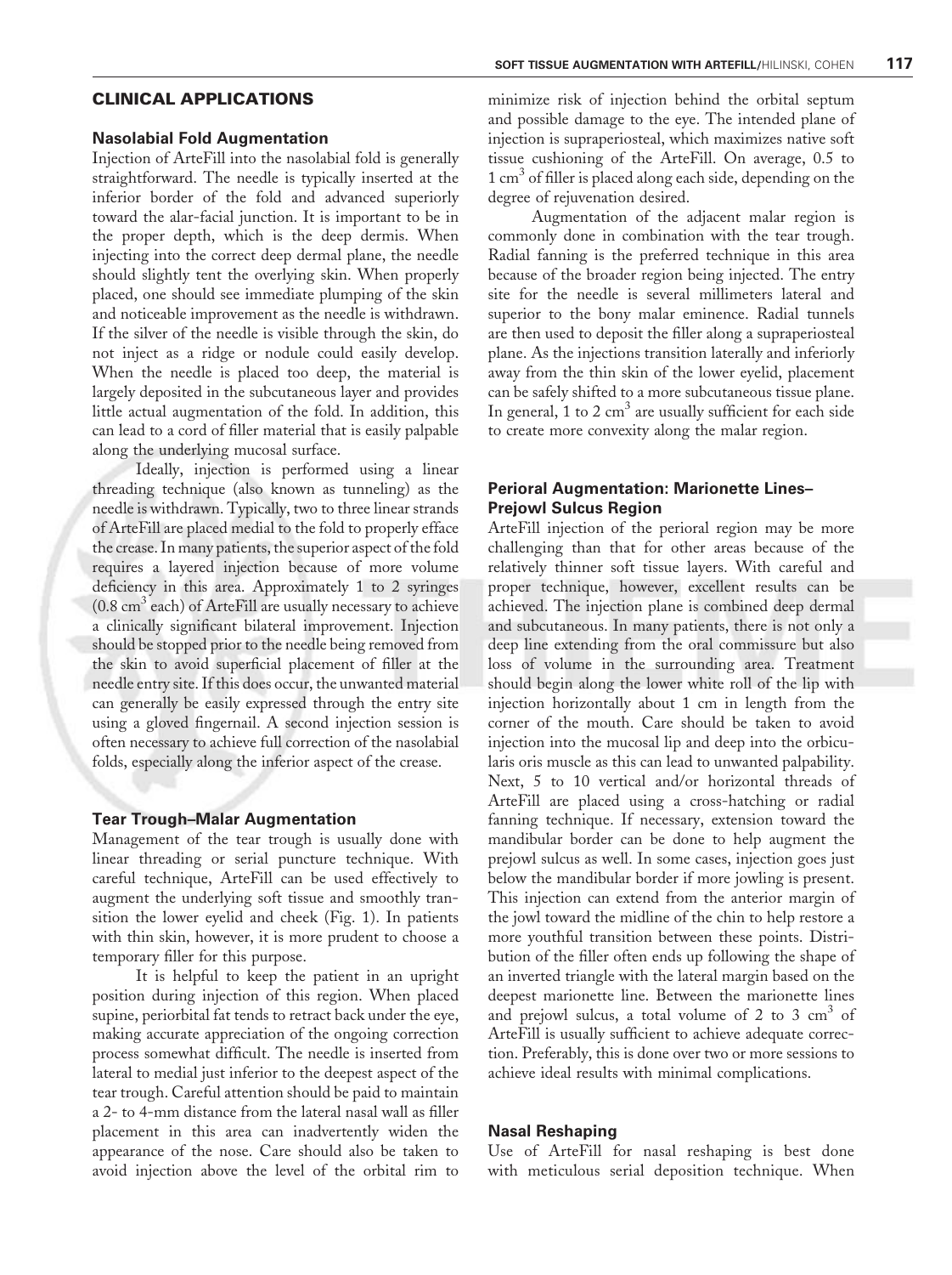## CLINICAL APPLICATIONS

### Nasolabial Fold Augmentation

Injection of ArteFill into the nasolabial fold is generally straightforward. The needle is typically inserted at the inferior border of the fold and advanced superiorly toward the alar-facial junction. It is important to be in the proper depth, which is the deep dermis. When injecting into the correct deep dermal plane, the needle should slightly tent the overlying skin. When properly placed, one should see immediate plumping of the skin and noticeable improvement as the needle is withdrawn. If the silver of the needle is visible through the skin, do not inject as a ridge or nodule could easily develop. When the needle is placed too deep, the material is largely deposited in the subcutaneous layer and provides little actual augmentation of the fold. In addition, this can lead to a cord of filler material that is easily palpable along the underlying mucosal surface.

Ideally, injection is performed using a linear threading technique (also known as tunneling) as the needle is withdrawn. Typically, two to three linear strands of ArteFill are placed medial to the fold to properly efface the crease. In many patients, the superior aspect of the fold requires a layered injection because of more volume deficiency in this area. Approximately 1 to 2 syringes ($0.8\ cm^3$ each) of ArteFill are usually necessary to achieve a clinically significant bilateral improvement. Injection should be stopped prior to the needle being removed from the skin to avoid superficial placement of filler at the needle entry site. If this does occur, the unwanted material can generally be easily expressed through the entry site using a gloved fingernail. A second injection session is often necessary to achieve full correction of the nasolabial folds, especially along the inferior aspect of the crease.

### Tear Trough–Malar Augmentation

Management of the tear trough is usually done with linear threading or serial puncture technique. With careful technique, ArteFill can be used effectively to augment the underlying soft tissue and smoothly transition the lower eyelid and cheek (Fig. 1). In patients with thin skin, however, it is more prudent to choose a temporary filler for this purpose.

It is helpful to keep the patient in an upright position during injection of this region. When placed supine, periorbital fat tends to retract back under the eye, making accurate appreciation of the ongoing correction process somewhat difficult. The needle is inserted from lateral to medial just inferior to the deepest aspect of the tear trough. Careful attention should be paid to maintain a 2- to 4-mm distance from the lateral nasal wall as filler placement in this area can inadvertently widen the appearance of the nose. Care should also be taken to avoid injection above the level of the orbital rim to minimize risk of injection behind the orbital septum and possible damage to the eye. The intended plane of injection is supraperiosteal, which maximizes native soft tissue cushioning of the ArteFill. On average, 0.5 to $1\ cm^3$ of filler is placed along each side, depending on the degree of rejuvenation desired.

Augmentation of the adjacent malar region is commonly done in combination with the tear trough. Radial fanning is the preferred technique in this area because of the broader region being injected. The entry site for the needle is several millimeters lateral and superior to the bony malar eminence. Radial tunnels are then used to deposit the filler along a supraperiosteal plane. As the injections transition laterally and inferiorly away from the thin skin of the lower eyelid, placement can be safely shifted to a more subcutaneous tissue plane. In general, 1 to $2\ cm^3$ are usually sufficient for each side to create more convexity along the malar region.

### Perioral Augmentation: Marionette Lines–Prejowl Sulcus Region

ArteFill injection of the perioral region may be more challenging than that for other areas because of the relatively thinner soft tissue layers. With careful and proper technique, however, excellent results can be achieved. The injection plane is combined deep dermal and subcutaneous. In many patients, there is not only a deep line extending from the oral commissure but also loss of volume in the surrounding area. Treatment should begin along the lower white roll of the lip with injection horizontally about 1 cm in length from the corner of the mouth. Care should be taken to avoid injection into the mucosal lip and deep into the orbicularis oris muscle as this can lead to unwanted palpability. Next, 5 to 10 vertical and/or horizontal threads of ArteFill are placed using a cross-hatching or radial fanning technique. If necessary, extension toward the mandibular border can be done to help augment the prejowl sulcus as well. In some cases, injection goes just below the mandibular border if more jowling is present. This injection can extend from the anterior margin of the jowl toward the midline of the chin to help restore a more youthful transition between these points. Distribution of the filler often ends up following the shape of an inverted triangle with the lateral margin based on the deepest marionette line. Between the marionette lines and prejowl sulcus, a total volume of 2 to $3\ cm^3$ of ArteFill is usually sufficient to achieve adequate correction. Preferably, this is done over two or more sessions to achieve ideal results with minimal complications.

### Nasal Reshaping

Use of ArteFill for nasal reshaping is best done with meticulous serial deposition technique. When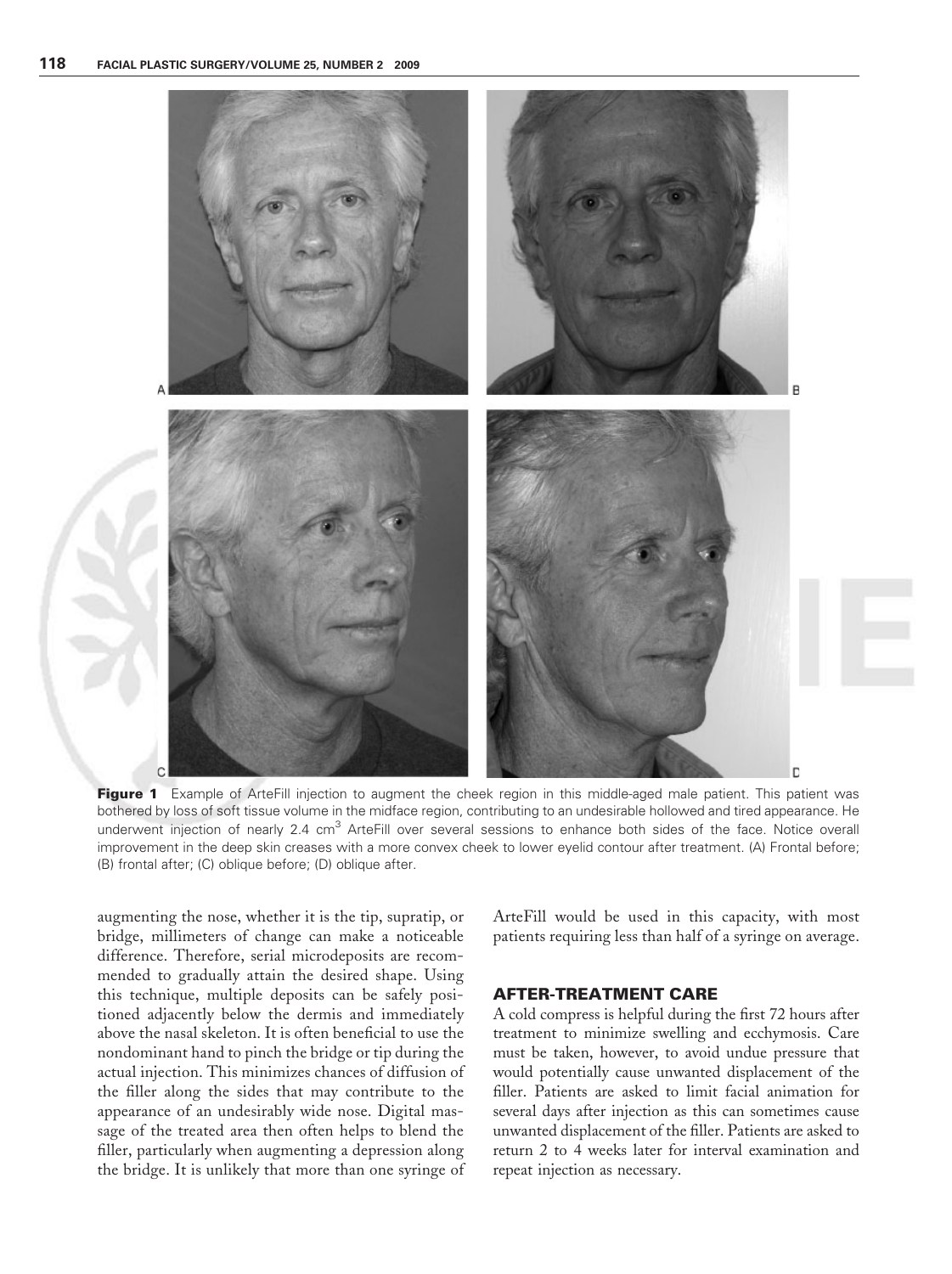**Figure 1** Example of ArteFill injection to augment the cheek region in this middle-aged male patient. This patient was bothered by loss of soft tissue volume in the midface region, contributing to an undesirable hollowed and tired appearance. He underwent injection of nearly 2.4 $cm^3$ ArteFill over several sessions to enhance both sides of the face. Notice overall improvement in the deep skin creases with a more convex cheek to lower eyelid contour after treatment. (A) Frontal before; (B) frontal after; (C) oblique before; (D) oblique after.

augmenting the nose, whether it is the tip, supratip, or bridge, millimeters of change can make a noticeable difference. Therefore, serial microdeposits are recommended to gradually attain the desired shape. Using this technique, multiple deposits can be safely positioned adjacently below the dermis and immediately above the nasal skeleton. It is often beneficial to use the nondominant hand to pinch the bridge or tip during the actual injection. This minimizes chances of diffusion of the filler along the sides that may contribute to the appearance of an undesirably wide nose. Digital massage of the treated area then often helps to blend the filler, particularly when augmenting a depression along the bridge. It is unlikely that more than one syringe of ArteFill would be used in this capacity, with most patients requiring less than half of a syringe on average.

## AFTER-TREATMENT CARE

A cold compress is helpful during the first 72 hours after treatment to minimize swelling and ecchymosis. Care must be taken, however, to avoid undue pressure that would potentially cause unwanted displacement of the filler. Patients are asked to limit facial animation for several days after injection as this can sometimes cause unwanted displacement of the filler. Patients are asked to return 2 to 4 weeks later for interval examination and repeat injection as necessary.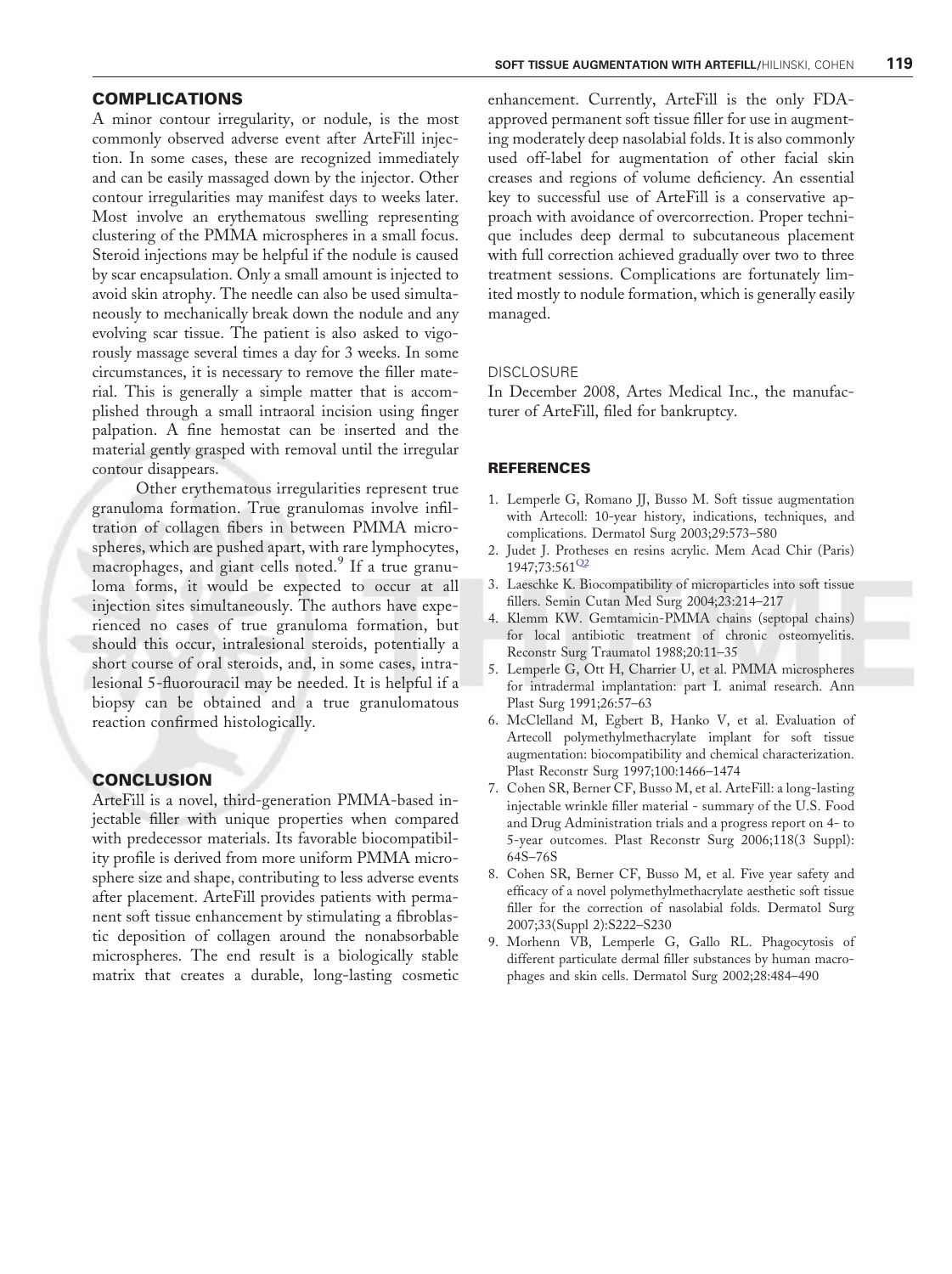## COMPLICATIONS

A minor contour irregularity, or nodule, is the most commonly observed adverse event after ArteFill injection. In some cases, these are recognized immediately and can be easily massaged down by the injector. Other contour irregularities may manifest days to weeks later. Most involve an erythematous swelling representing clustering of the PMMA microspheres in a small focus. Steroid injections may be helpful if the nodule is caused by scar encapsulation. Only a small amount is injected to avoid skin atrophy. The needle can also be used simultaneously to mechanically break down the nodule and any evolving scar tissue. The patient is also asked to vigorously massage several times a day for 3 weeks. In some circumstances, it is necessary to remove the filler material. This is generally a simple matter that is accomplished through a small intraoral incision using finger palpation. A fine hemostat can be inserted and the material gently grasped with removal until the irregular contour disappears.

Other erythematous irregularities represent true granuloma formation. True granulomas involve infiltration of collagen fibers in between PMMA microspheres, which are pushed apart, with rare lymphocytes, macrophages, and giant cells noted.[9] If a true granuloma forms, it would be expected to occur at all injection sites simultaneously. The authors have experienced no cases of true granuloma formation, but should this occur, intralesional steroids, potentially a short course of oral steroids, and, in some cases, intralesional 5-fluorouracil may be needed. It is helpful if a biopsy can be obtained and a true granulomatous reaction confirmed histologically.

## CONCLUSION

ArteFill is a novel, third-generation PMMA-based injectable filler with unique properties when compared with predecessor materials. Its favorable biocompatibility profile is derived from more uniform PMMA microsphere size and shape, contributing to less adverse events after placement. ArteFill provides patients with permanent soft tissue enhancement by stimulating a fibroblastic deposition of collagen around the nonabsorbable microspheres. The end result is a biologically stable matrix that creates a durable, long-lasting cosmetic enhancement. Currently, ArteFill is the only FDA-approved permanent soft tissue filler for use in augmenting moderately deep nasolabial folds. It is also commonly used off-label for augmentation of other facial skin creases and regions of volume deficiency. An essential key to successful use of ArteFill is a conservative approach with avoidance of overcorrection. Proper technique includes deep dermal to subcutaneous placement with full correction achieved gradually over two to three treatment sessions. Complications are fortunately limited mostly to nodule formation, which is generally easily managed.

### DISCLOSURE

In December 2008, Artes Medical Inc., the manufacturer of ArteFill, filed for bankruptcy.

## REFERENCES

1. Lemperle G, Romano JJ, Busso M. Soft tissue augmentation with Artecoll: 10-year history, indications, techniques, and complications. Dermatol Surg 2003;29:573–580
2. Judet J. Protheses en resins acrylic. Mem Acad Chir (Paris) 1947;73:561[Q2]
3. Laeschke K. Biocompatibility of microparticles into soft tissue fillers. Semin Cutan Med Surg 2004;23:214–217
4. Klemm KW. Gemtamicin-PMMA chains (septopal chains) for local antibiotic treatment of chronic osteomyelitis. Reconstr Surg Traumatol 1988;20:11–35
5. Lemperle G, Ott H, Charrier U, et al. PMMA microspheres for intradermal implantation: part I. animal research. Ann Plast Surg 1991;26:57–63
6. McClelland M, Egbert B, Hanko V, et al. Evaluation of Artecoll polymethylmethacrylate implant for soft tissue augmentation: biocompatibility and chemical characterization. Plast Reconstr Surg 1997;100:1466–1474
7. Cohen SR, Berner CF, Busso M, et al. ArteFill: a long-lasting injectable wrinkle filler material - summary of the U.S. Food and Drug Administration trials and a progress report on 4- to 5-year outcomes. Plast Reconstr Surg 2006;118(3 Suppl): 64S–76S
8. Cohen SR, Berner CF, Busso M, et al. Five year safety and efficacy of a novel polymethylmethacrylate aesthetic soft tissue filler for the correction of nasolabial folds. Dermatol Surg 2007;33(Suppl 2):S222–S230
9. Morhenn VB, Lemperle G, Gallo RL. Phagocytosis of different particulate dermal filler substances by human macrophages and skin cells. Dermatol Surg 2002;28:484–490